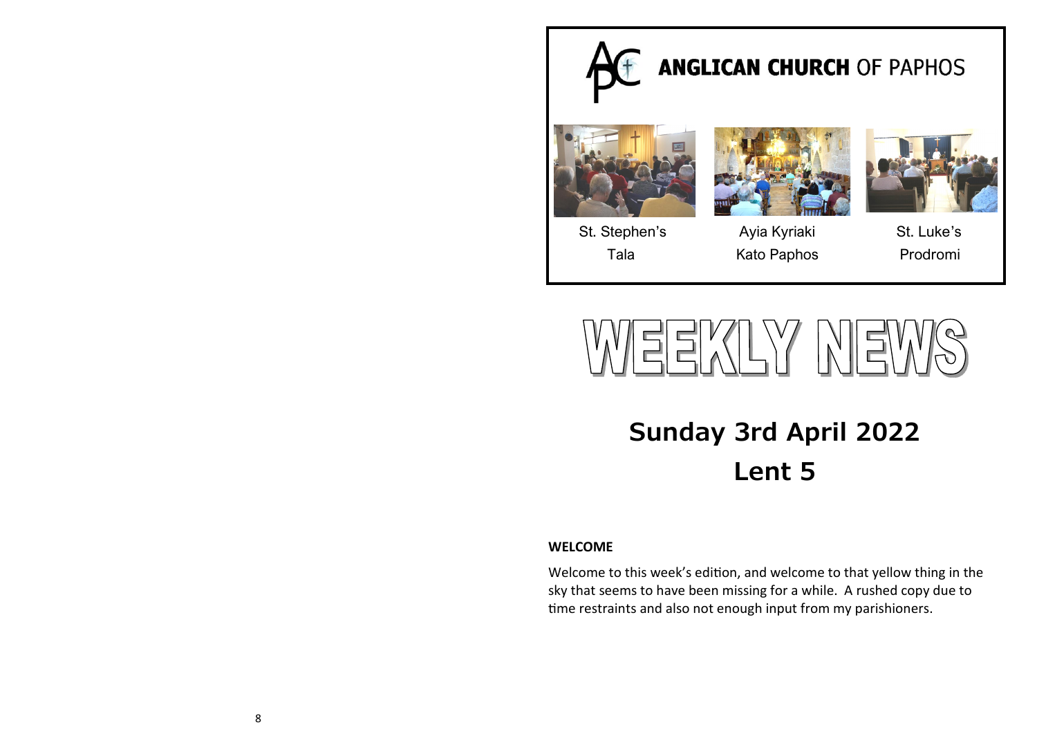# ANGLICAN CHURCH OF PAPHOS

| St. Stephen's | Ayia Kyriaki | St. Luke's |
|---|---|---|
| Tala | Kato Paphos | Prodromi |

# WEEKLY NEWS

## Sunday 3rd April 2022
## Lent 5

**WELCOME**

Welcome to this week's edition, and welcome to that yellow thing in the sky that seems to have been missing for a while. A rushed copy due to time restraints and also not enough input from my parishioners.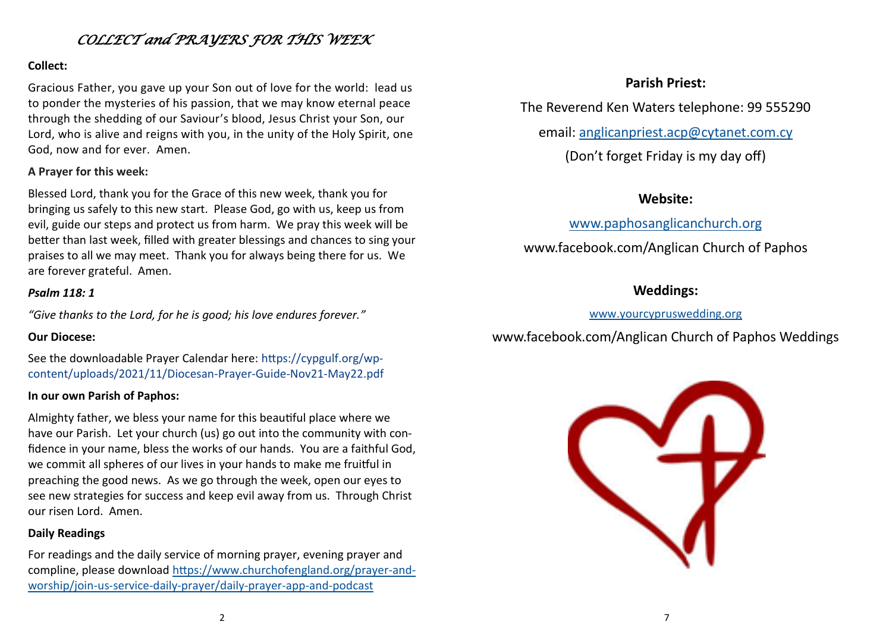# *COLLECT and PRAYERS FOR THIS WEEK*

**Collect:**

Gracious Father, you gave up your Son out of love for the world: lead us to ponder the mysteries of his passion, that we may know eternal peace through the shedding of our Saviour's blood, Jesus Christ your Son, our Lord, who is alive and reigns with you, in the unity of the Holy Spirit, one God, now and for ever. Amen.

**A Prayer for this week:**

Blessed Lord, thank you for the Grace of this new week, thank you for bringing us safely to this new start. Please God, go with us, keep us from evil, guide our steps and protect us from harm. We pray this week will be better than last week, filled with greater blessings and chances to sing your praises to all we may meet. Thank you for always being there for us. We are forever grateful. Amen.

***Psalm 118: 1***

*"Give thanks to the Lord, for he is good; his love endures forever."*

**Our Diocese:**

See the downloadable Prayer Calendar here: https://cypgulf.org/wp-content/uploads/2021/11/Diocesan-Prayer-Guide-Nov21-May22.pdf

**In our own Parish of Paphos:**

Almighty father, we bless your name for this beautiful place where we have our Parish. Let your church (us) go out into the community with confidence in your name, bless the works of our hands. You are a faithful God, we commit all spheres of our lives in your hands to make me fruitful in preaching the good news. As we go through the week, open our eyes to see new strategies for success and keep evil away from us. Through Christ our risen Lord. Amen.

**Daily Readings**

For readings and the daily service of morning prayer, evening prayer and compline, please download https://www.churchofengland.org/prayer-and-worship/join-us-service-daily-prayer/daily-prayer-app-and-podcast

**Parish Priest:**

The Reverend Ken Waters telephone: 99 555290

email: anglicanpriest.acp@cytanet.com.cy

(Don't forget Friday is my day off)

**Website:**

www.paphosanglicanchurch.org

www.facebook.com/Anglican Church of Paphos

**Weddings:**

www.yourcypruswedding.org

www.facebook.com/Anglican Church of Paphos Weddings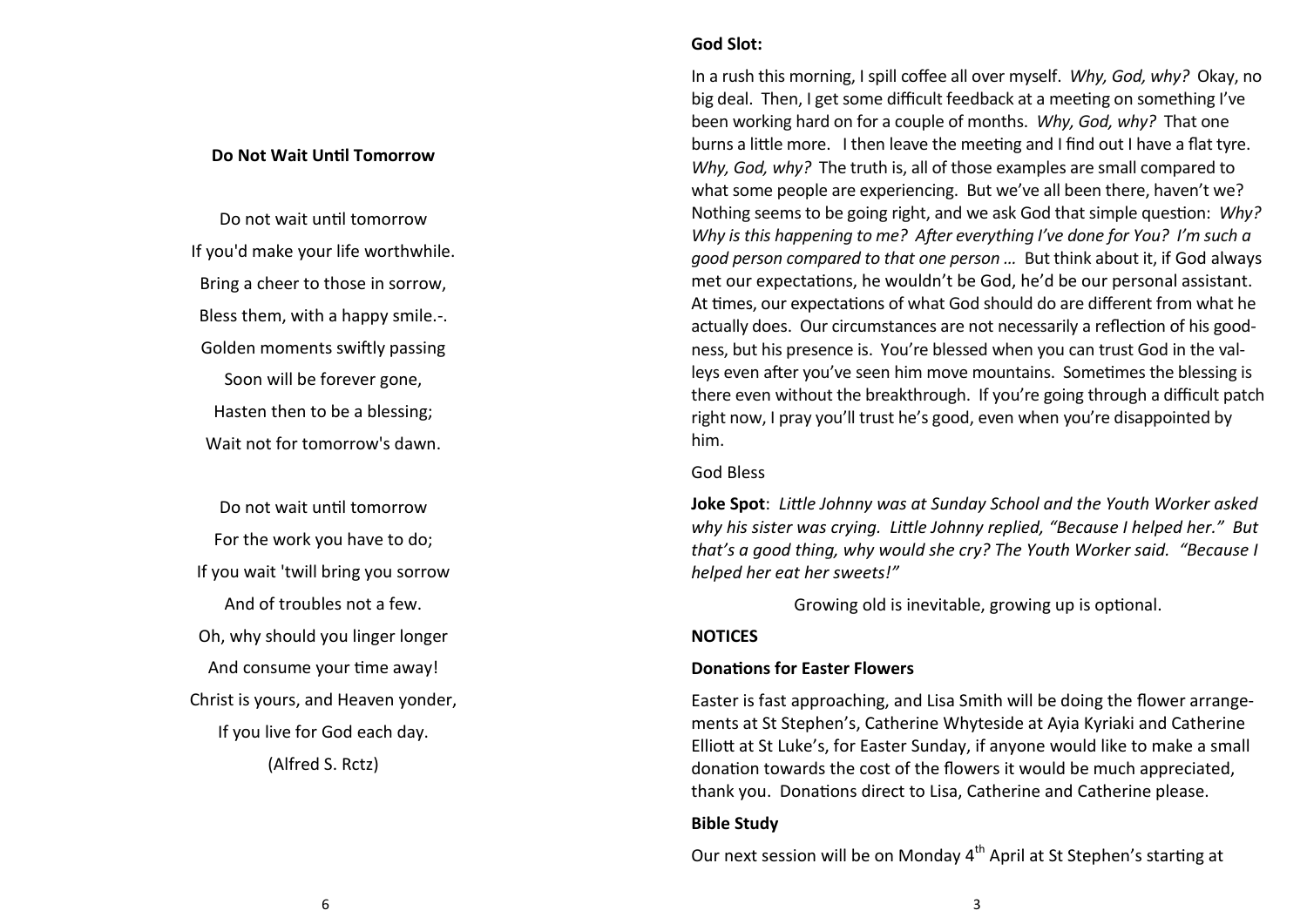### Do Not Wait Until Tomorrow

Do not wait until tomorrow
If you'd make your life worthwhile.
Bring a cheer to those in sorrow,
Bless them, with a happy smile.-.
Golden moments swiftly passing
Soon will be forever gone,
Hasten then to be a blessing;
Wait not for tomorrow's dawn.

Do not wait until tomorrow
For the work you have to do;
If you wait 'twill bring you sorrow
And of troubles not a few.
Oh, why should you linger longer
And consume your time away!
Christ is yours, and Heaven yonder,
If you live for God each day.
(Alfred S. Rctz)

**God Slot:**

In a rush this morning, I spill coffee all over myself. *Why, God, why?* Okay, no big deal. Then, I get some difficult feedback at a meeting on something I've been working hard on for a couple of months. *Why, God, why?* That one burns a little more. I then leave the meeting and I find out I have a flat tyre. *Why, God, why?* The truth is, all of those examples are small compared to what some people are experiencing. But we've all been there, haven't we? Nothing seems to be going right, and we ask God that simple question: *Why? Why is this happening to me? After everything I've done for You? I'm such a good person compared to that one person …* But think about it, if God always met our expectations, he wouldn't be God, he'd be our personal assistant. At times, our expectations of what God should do are different from what he actually does. Our circumstances are not necessarily a reflection of his goodness, but his presence is. You're blessed when you can trust God in the valleys even after you've seen him move mountains. Sometimes the blessing is there even without the breakthrough. If you're going through a difficult patch right now, I pray you'll trust he's good, even when you're disappointed by him.

God Bless

**Joke Spot**: *Little Johnny was at Sunday School and the Youth Worker asked why his sister was crying. Little Johnny replied, "Because I helped her." But that's a good thing, why would she cry? The Youth Worker said. "Because I helped her eat her sweets!"*

Growing old is inevitable, growing up is optional.

**NOTICES**

**Donations for Easter Flowers**

Easter is fast approaching, and Lisa Smith will be doing the flower arrangements at St Stephen's, Catherine Whyteside at Ayia Kyriaki and Catherine Elliott at St Luke's, for Easter Sunday, if anyone would like to make a small donation towards the cost of the flowers it would be much appreciated, thank you. Donations direct to Lisa, Catherine and Catherine please.

**Bible Study**

Our next session will be on Monday 4th April at St Stephen's starting at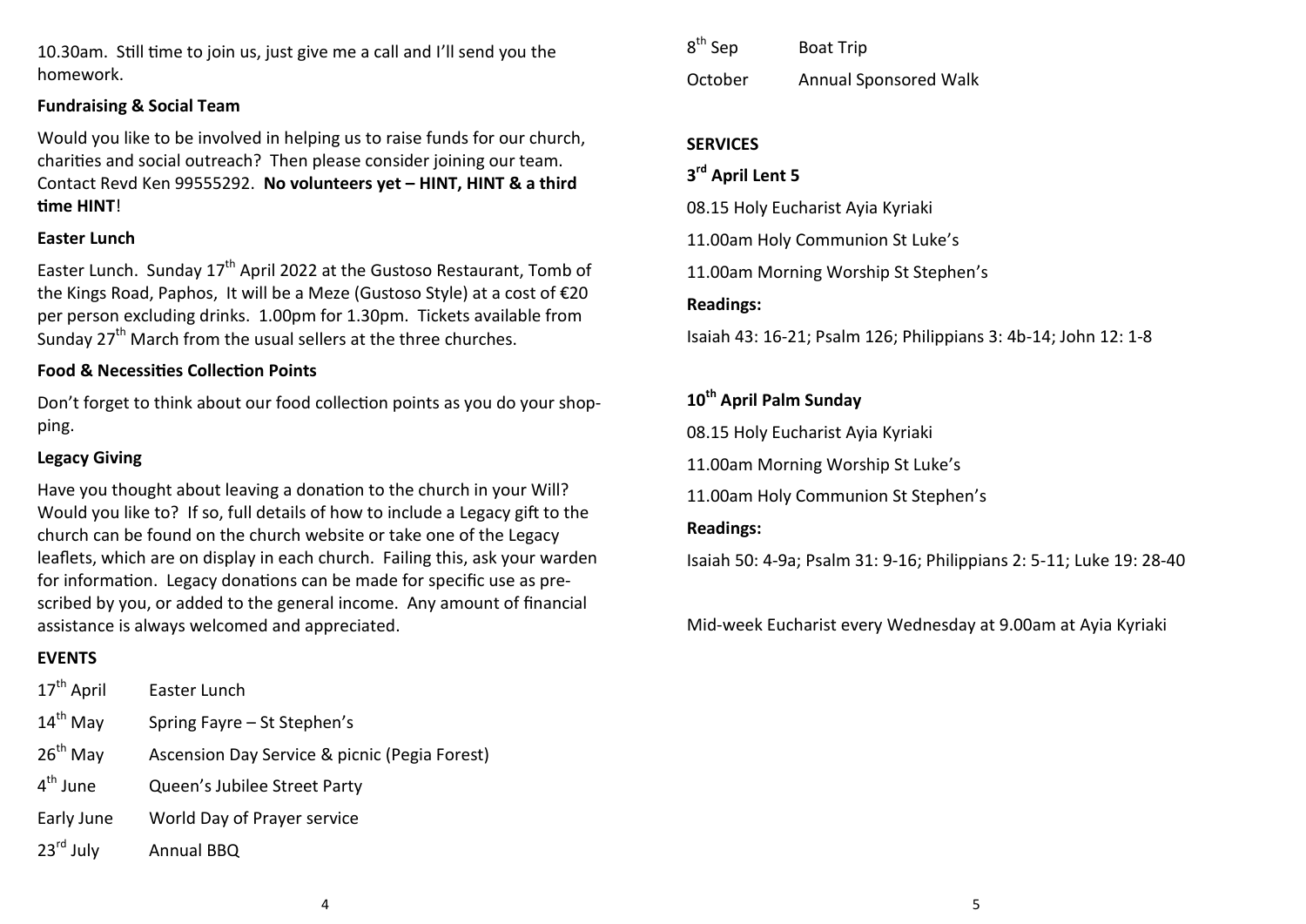10.30am. Still time to join us, just give me a call and I'll send you the homework.

**Fundraising & Social Team**

Would you like to be involved in helping us to raise funds for our church, charities and social outreach? Then please consider joining our team. Contact Revd Ken 99555292. **No volunteers yet – HINT, HINT & a third time HINT**!

**Easter Lunch**

Easter Lunch. Sunday 17th April 2022 at the Gustoso Restaurant, Tomb of the Kings Road, Paphos, It will be a Meze (Gustoso Style) at a cost of €20 per person excluding drinks. 1.00pm for 1.30pm. Tickets available from Sunday 27th March from the usual sellers at the three churches.

**Food & Necessities Collection Points**

Don't forget to think about our food collection points as you do your shopping.

**Legacy Giving**

Have you thought about leaving a donation to the church in your Will? Would you like to? If so, full details of how to include a Legacy gift to the church can be found on the church website or take one of the Legacy leaflets, which are on display in each church. Failing this, ask your warden for information. Legacy donations can be made for specific use as prescribed by you, or added to the general income. Any amount of financial assistance is always welcomed and appreciated.

**EVENTS**

| | |
|---|---|
| 17th April | Easter Lunch |
| 14th May | Spring Fayre – St Stephen's |
| 26th May | Ascension Day Service & picnic (Pegia Forest) |
| 4th June | Queen's Jubilee Street Party |
| Early June | World Day of Prayer service |
| 23rd July | Annual BBQ |
| 8th Sep | Boat Trip |
| October | Annual Sponsored Walk |

**SERVICES**

**3rd April Lent 5**

08.15 Holy Eucharist Ayia Kyriaki

11.00am Holy Communion St Luke's

11.00am Morning Worship St Stephen's

**Readings:**

Isaiah 43: 16-21; Psalm 126; Philippians 3: 4b-14; John 12: 1-8

**10th April Palm Sunday**

08.15 Holy Eucharist Ayia Kyriaki

11.00am Morning Worship St Luke's

11.00am Holy Communion St Stephen's

**Readings:**

Isaiah 50: 4-9a; Psalm 31: 9-16; Philippians 2: 5-11; Luke 19: 28-40

Mid-week Eucharist every Wednesday at 9.00am at Ayia Kyriaki